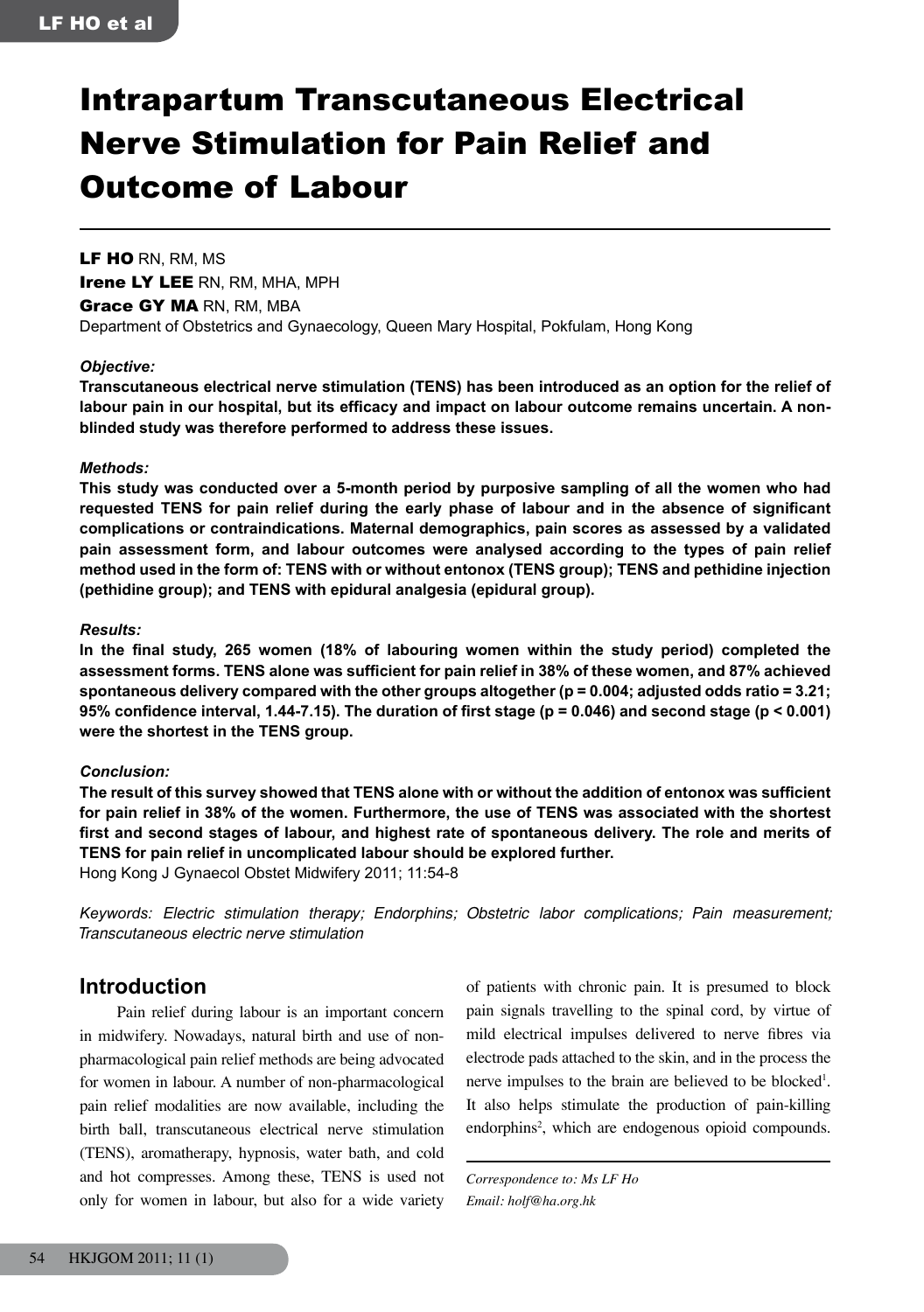# Intrapartum Transcutaneous Electrical Nerve Stimulation for Pain Relief and Outcome of Labour

**LF HO** RN, RM, MS
**Irene LY LEE** RN, RM, MHA, MPH
**Grace GY MA** RN, RM, MBA
Department of Obstetrics and Gynaecology, Queen Mary Hospital, Pokfulam, Hong Kong

***Objective:***

**Transcutaneous electrical nerve stimulation (TENS) has been introduced as an option for the relief of labour pain in our hospital, but its efficacy and impact on labour outcome remains uncertain. A non-blinded study was therefore performed to address these issues.**

***Methods:***

**This study was conducted over a 5-month period by purposive sampling of all the women who had requested TENS for pain relief during the early phase of labour and in the absence of significant complications or contraindications. Maternal demographics, pain scores as assessed by a validated pain assessment form, and labour outcomes were analysed according to the types of pain relief method used in the form of: TENS with or without entonox (TENS group); TENS and pethidine injection (pethidine group); and TENS with epidural analgesia (epidural group).**

***Results:***

**In the final study, 265 women (18% of labouring women within the study period) completed the assessment forms. TENS alone was sufficient for pain relief in 38% of these women, and 87% achieved spontaneous delivery compared with the other groups altogether ($p = 0.004$; adjusted odds ratio = 3.21; 95% confidence interval, 1.44-7.15). The duration of first stage ($p = 0.046$) and second stage ($p < 0.001$) were the shortest in the TENS group.**

***Conclusion:***

**The result of this survey showed that TENS alone with or without the addition of entonox was sufficient for pain relief in 38% of the women. Furthermore, the use of TENS was associated with the shortest first and second stages of labour, and highest rate of spontaneous delivery. The role and merits of TENS for pain relief in uncomplicated labour should be explored further.**

Hong Kong J Gynaecol Obstet Midwifery 2011; 11:54-8

*Keywords: Electric stimulation therapy; Endorphins; Obstetric labor complications; Pain measurement; Transcutaneous electric nerve stimulation*

## Introduction

Pain relief during labour is an important concern in midwifery. Nowadays, natural birth and use of non-pharmacological pain relief methods are being advocated for women in labour. A number of non-pharmacological pain relief modalities are now available, including the birth ball, transcutaneous electrical nerve stimulation (TENS), aromatherapy, hypnosis, water bath, and cold and hot compresses. Among these, TENS is used not only for women in labour, but also for a wide variety of patients with chronic pain. It is presumed to block pain signals travelling to the spinal cord, by virtue of mild electrical impulses delivered to nerve fibres via electrode pads attached to the skin, and in the process the nerve impulses to the brain are believed to be blocked[1]. It also helps stimulate the production of pain-killing endorphins[2], which are endogenous opioid compounds.

*Correspondence to: Ms LF Ho*
*Email: holf@ha.org.hk*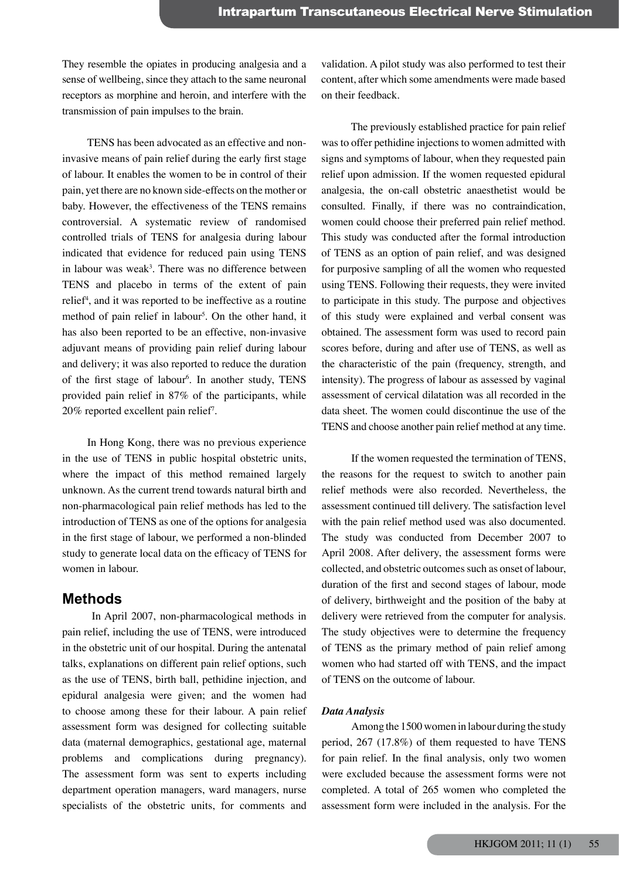They resemble the opiates in producing analgesia and a sense of wellbeing, since they attach to the same neuronal receptors as morphine and heroin, and interfere with the transmission of pain impulses to the brain.

TENS has been advocated as an effective and non-invasive means of pain relief during the early first stage of labour. It enables the women to be in control of their pain, yet there are no known side-effects on the mother or baby. However, the effectiveness of the TENS remains controversial. A systematic review of randomised controlled trials of TENS for analgesia during labour indicated that evidence for reduced pain using TENS in labour was weak[3]. There was no difference between TENS and placebo in terms of the extent of pain relief[4], and it was reported to be ineffective as a routine method of pain relief in labour[5]. On the other hand, it has also been reported to be an effective, non-invasive adjuvant means of providing pain relief during labour and delivery; it was also reported to reduce the duration of the first stage of labour[6]. In another study, TENS provided pain relief in 87% of the participants, while 20% reported excellent pain relief[7].

In Hong Kong, there was no previous experience in the use of TENS in public hospital obstetric units, where the impact of this method remained largely unknown. As the current trend towards natural birth and non-pharmacological pain relief methods has led to the introduction of TENS as one of the options for analgesia in the first stage of labour, we performed a non-blinded study to generate local data on the efficacy of TENS for women in labour.

## Methods

In April 2007, non-pharmacological methods in pain relief, including the use of TENS, were introduced in the obstetric unit of our hospital. During the antenatal talks, explanations on different pain relief options, such as the use of TENS, birth ball, pethidine injection, and epidural analgesia were given; and the women had to choose among these for their labour. A pain relief assessment form was designed for collecting suitable data (maternal demographics, gestational age, maternal problems and complications during pregnancy). The assessment form was sent to experts including department operation managers, ward managers, nurse specialists of the obstetric units, for comments and validation. A pilot study was also performed to test their content, after which some amendments were made based on their feedback.

The previously established practice for pain relief was to offer pethidine injections to women admitted with signs and symptoms of labour, when they requested pain relief upon admission. If the women requested epidural analgesia, the on-call obstetric anaesthetist would be consulted. Finally, if there was no contraindication, women could choose their preferred pain relief method. This study was conducted after the formal introduction of TENS as an option of pain relief, and was designed for purposive sampling of all the women who requested using TENS. Following their requests, they were invited to participate in this study. The purpose and objectives of this study were explained and verbal consent was obtained. The assessment form was used to record pain scores before, during and after use of TENS, as well as the characteristic of the pain (frequency, strength, and intensity). The progress of labour as assessed by vaginal assessment of cervical dilatation was all recorded in the data sheet. The women could discontinue the use of the TENS and choose another pain relief method at any time.

If the women requested the termination of TENS, the reasons for the request to switch to another pain relief methods were also recorded. Nevertheless, the assessment continued till delivery. The satisfaction level with the pain relief method used was also documented. The study was conducted from December 2007 to April 2008. After delivery, the assessment forms were collected, and obstetric outcomes such as onset of labour, duration of the first and second stages of labour, mode of delivery, birthweight and the position of the baby at delivery were retrieved from the computer for analysis. The study objectives were to determine the frequency of TENS as the primary method of pain relief among women who had started off with TENS, and the impact of TENS on the outcome of labour.

### *Data Analysis*

Among the 1500 women in labour during the study period, 267 (17.8%) of them requested to have TENS for pain relief. In the final analysis, only two women were excluded because the assessment forms were not completed. A total of 265 women who completed the assessment form were included in the analysis. For the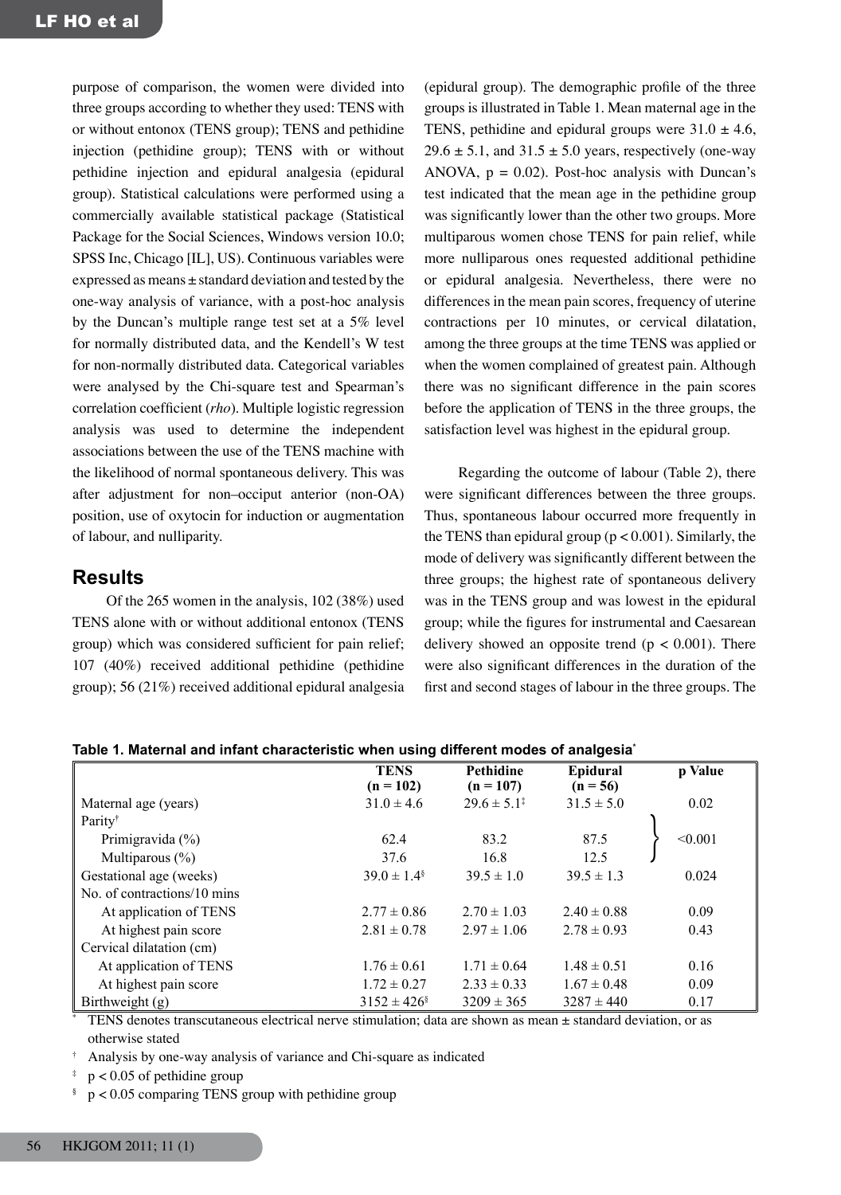purpose of comparison, the women were divided into three groups according to whether they used: TENS with or without entonox (TENS group); TENS and pethidine injection (pethidine group); TENS with or without pethidine injection and epidural analgesia (epidural group). Statistical calculations were performed using a commercially available statistical package (Statistical Package for the Social Sciences, Windows version 10.0; SPSS Inc, Chicago [IL], US). Continuous variables were expressed as means ± standard deviation and tested by the one-way analysis of variance, with a post-hoc analysis by the Duncan's multiple range test set at a 5% level for normally distributed data, and the Kendell's W test for non-normally distributed data. Categorical variables were analysed by the Chi-square test and Spearman's correlation coefficient (*rho*). Multiple logistic regression analysis was used to determine the independent associations between the use of the TENS machine with the likelihood of normal spontaneous delivery. This was after adjustment for non–occiput anterior (non-OA) position, use of oxytocin for induction or augmentation of labour, and nulliparity.

## Results

Of the 265 women in the analysis, 102 (38%) used TENS alone with or without additional entonox (TENS group) which was considered sufficient for pain relief; 107 (40%) received additional pethidine (pethidine group); 56 (21%) received additional epidural analgesia (epidural group). The demographic profile of the three groups is illustrated in Table 1. Mean maternal age in the TENS, pethidine and epidural groups were 31.0 ± 4.6, 29.6 ± 5.1, and 31.5 ± 5.0 years, respectively (one-way ANOVA, $p = 0.02$). Post-hoc analysis with Duncan's test indicated that the mean age in the pethidine group was significantly lower than the other two groups. More multiparous women chose TENS for pain relief, while more nulliparous ones requested additional pethidine or epidural analgesia. Nevertheless, there were no differences in the mean pain scores, frequency of uterine contractions per 10 minutes, or cervical dilatation, among the three groups at the time TENS was applied or when the women complained of greatest pain. Although there was no significant difference in the pain scores before the application of TENS in the three groups, the satisfaction level was highest in the epidural group.

Regarding the outcome of labour (Table 2), there were significant differences between the three groups. Thus, spontaneous labour occurred more frequently in the TENS than epidural group ($p < 0.001$). Similarly, the mode of delivery was significantly different between the three groups; the highest rate of spontaneous delivery was in the TENS group and was lowest in the epidural group; while the figures for instrumental and Caesarean delivery showed an opposite trend ($p < 0.001$). There were also significant differences in the duration of the first and second stages of labour in the three groups. The

**Table 1. Maternal and infant characteristic when using different modes of analgesia***

| | TENS (n = 102) | Pethidine (n = 107) | Epidural (n = 56) | p Value |
|---|---|---|---|---|
| Maternal age (years) | 31.0 ± 4.6 | 29.6 ± 5.1‡ | 31.5 ± 5.0 | 0.02 |
| Parity† | | | | |
| Primigravida (%) | 62.4 | 83.2 | 87.5 | <0.001 |
| Multiparous (%) | 37.6 | 16.8 | 12.5 | |
| Gestational age (weeks) | 39.0 ± 1.4§ | 39.5 ± 1.0 | 39.5 ± 1.3 | 0.024 |
| No. of contractions/10 mins | | | | |
| At application of TENS | 2.77 ± 0.86 | 2.70 ± 1.03 | 2.40 ± 0.88 | 0.09 |
| At highest pain score | 2.81 ± 0.78 | 2.97 ± 1.06 | 2.78 ± 0.93 | 0.43 |
| Cervical dilatation (cm) | | | | |
| At application of TENS | 1.76 ± 0.61 | 1.71 ± 0.64 | 1.48 ± 0.51 | 0.16 |
| At highest pain score | 1.72 ± 0.27 | 2.33 ± 0.33 | 1.67 ± 0.48 | 0.09 |
| Birthweight (g) | 3152 ± 426§ | 3209 ± 365 | 3287 ± 440 | 0.17 |

\* TENS denotes transcutaneous electrical nerve stimulation; data are shown as mean ± standard deviation, or as otherwise stated

† Analysis by one-way analysis of variance and Chi-square as indicated

‡ $p < 0.05$ of pethidine group

§ $p < 0.05$ comparing TENS group with pethidine group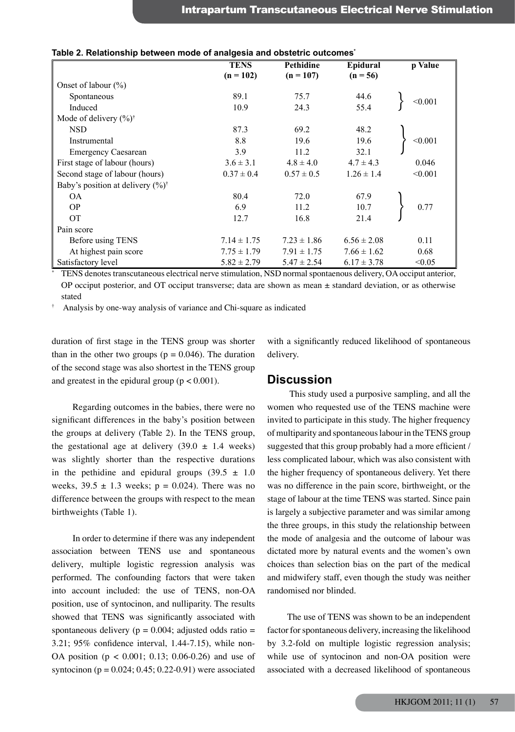**Table 2. Relationship between mode of analgesia and obstetric outcomes***

| | TENS (n = 102) | Pethidine (n = 107) | Epidural (n = 56) | p Value |
|---|---|---|---|---|
| Onset of labour (%) | | | | |
| Spontaneous | 89.1 | 75.7 | 44.6 | <0.001 |
| Induced | 10.9 | 24.3 | 55.4 | |
| Mode of delivery (%)† | | | | |
| NSD | 87.3 | 69.2 | 48.2 | <0.001 |
| Instrumental | 8.8 | 19.6 | 19.6 | |
| Emergency Caesarean | 3.9 | 11.2 | 32.1 | |
| First stage of labour (hours) | 3.6 ± 3.1 | 4.8 ± 4.0 | 4.7 ± 4.3 | 0.046 |
| Second stage of labour (hours) | 0.37 ± 0.4 | 0.57 ± 0.5 | 1.26 ± 1.4 | <0.001 |
| Baby's position at delivery (%)† | | | | |
| OA | 80.4 | 72.0 | 67.9 | 0.77 |
| OP | 6.9 | 11.2 | 10.7 | |
| OT | 12.7 | 16.8 | 21.4 | |
| Pain score | | | | |
| Before using TENS | 7.14 ± 1.75 | 7.23 ± 1.86 | 6.56 ± 2.08 | 0.11 |
| At highest pain score | 7.75 ± 1.79 | 7.91 ± 1.75 | 7.66 ± 1.62 | 0.68 |
| Satisfactory level | 5.82 ± 2.79 | 5.47 ± 2.54 | 6.17 ± 3.78 | <0.05 |

\* TENS denotes transcutaneous electrical nerve stimulation, NSD normal spontaenous delivery, OA occiput anterior, OP occiput posterior, and OT occiput transverse; data are shown as mean ± standard deviation, or as otherwise stated

† Analysis by one-way analysis of variance and Chi-square as indicated

duration of first stage in the TENS group was shorter than in the other two groups ($p = 0.046$). The duration of the second stage was also shortest in the TENS group and greatest in the epidural group ($p < 0.001$).

Regarding outcomes in the babies, there were no significant differences in the baby's position between the groups at delivery (Table 2). In the TENS group, the gestational age at delivery (39.0 ± 1.4 weeks) was slightly shorter than the respective durations in the pethidine and epidural groups (39.5 ± 1.0 weeks, 39.5 ± 1.3 weeks; $p = 0.024$). There was no difference between the groups with respect to the mean birthweights (Table 1).

In order to determine if there was any independent association between TENS use and spontaneous delivery, multiple logistic regression analysis was performed. The confounding factors that were taken into account included: the use of TENS, non-OA position, use of syntocinon, and nulliparity. The results showed that TENS was significantly associated with spontaneous delivery ($p = 0.004$; adjusted odds ratio = 3.21; 95% confidence interval, 1.44-7.15), while non-OA position ($p < 0.001$; 0.13; 0.06-0.26) and use of syntocinon ($p = 0.024$; 0.45; 0.22-0.91) were associated with a significantly reduced likelihood of spontaneous delivery.

## Discussion

This study used a purposive sampling, and all the women who requested use of the TENS machine were invited to participate in this study. The higher frequency of multiparity and spontaneous labour in the TENS group suggested that this group probably had a more efficient / less complicated labour, which was also consistent with the higher frequency of spontaneous delivery. Yet there was no difference in the pain score, birthweight, or the stage of labour at the time TENS was started. Since pain is largely a subjective parameter and was similar among the three groups, in this study the relationship between the mode of analgesia and the outcome of labour was dictated more by natural events and the women's own choices than selection bias on the part of the medical and midwifery staff, even though the study was neither randomised nor blinded.

The use of TENS was shown to be an independent factor for spontaneous delivery, increasing the likelihood by 3.2-fold on multiple logistic regression analysis; while use of syntocinon and non-OA position were associated with a decreased likelihood of spontaneous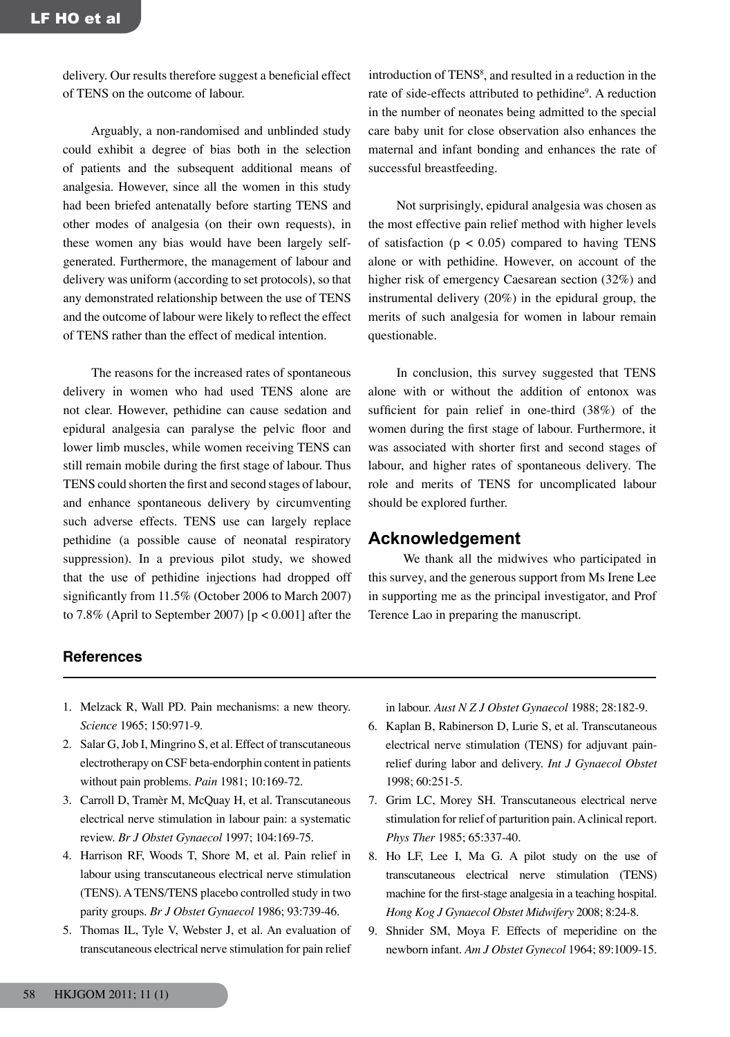delivery. Our results therefore suggest a beneficial effect of TENS on the outcome of labour.

Arguably, a non-randomised and unblinded study could exhibit a degree of bias both in the selection of patients and the subsequent additional means of analgesia. However, since all the women in this study had been briefed antenatally before starting TENS and other modes of analgesia (on their own requests), in these women any bias would have been largely self-generated. Furthermore, the management of labour and delivery was uniform (according to set protocols), so that any demonstrated relationship between the use of TENS and the outcome of labour were likely to reflect the effect of TENS rather than the effect of medical intention.

The reasons for the increased rates of spontaneous delivery in women who had used TENS alone are not clear. However, pethidine can cause sedation and epidural analgesia can paralyse the pelvic floor and lower limb muscles, while women receiving TENS can still remain mobile during the first stage of labour. Thus TENS could shorten the first and second stages of labour, and enhance spontaneous delivery by circumventing such adverse effects. TENS use can largely replace pethidine (a possible cause of neonatal respiratory suppression). In a previous pilot study, we showed that the use of pethidine injections had dropped off significantly from 11.5% (October 2006 to March 2007) to 7.8% (April to September 2007) [$p < 0.001$] after the introduction of TENS[8], and resulted in a reduction in the rate of side-effects attributed to pethidine[9]. A reduction in the number of neonates being admitted to the special care baby unit for close observation also enhances the maternal and infant bonding and enhances the rate of successful breastfeeding.

Not surprisingly, epidural analgesia was chosen as the most effective pain relief method with higher levels of satisfaction ($p < 0.05$) compared to having TENS alone or with pethidine. However, on account of the higher risk of emergency Caesarean section (32%) and instrumental delivery (20%) in the epidural group, the merits of such analgesia for women in labour remain questionable.

In conclusion, this survey suggested that TENS alone with or without the addition of entonox was sufficient for pain relief in one-third (38%) of the women during the first stage of labour. Furthermore, it was associated with shorter first and second stages of labour, and higher rates of spontaneous delivery. The role and merits of TENS for uncomplicated labour should be explored further.

## Acknowledgement

We thank all the midwives who participated in this survey, and the generous support from Ms Irene Lee in supporting me as the principal investigator, and Prof Terence Lao in preparing the manuscript.

## References

1. Melzack R, Wall PD. Pain mechanisms: a new theory. *Science* 1965; 150:971-9.
2. Salar G, Job I, Mingrino S, et al. Effect of transcutaneous electrotherapy on CSF beta-endorphin content in patients without pain problems. *Pain* 1981; 10:169-72.
3. Carroll D, Tramèr M, McQuay H, et al. Transcutaneous electrical nerve stimulation in labour pain: a systematic review. *Br J Obstet Gynaecol* 1997; 104:169-75.
4. Harrison RF, Woods T, Shore M, et al. Pain relief in labour using transcutaneous electrical nerve stimulation (TENS). A TENS/TENS placebo controlled study in two parity groups. *Br J Obstet Gynaecol* 1986; 93:739-46.
5. Thomas IL, Tyle V, Webster J, et al. An evaluation of transcutaneous electrical nerve stimulation for pain relief in labour. *Aust N Z J Obstet Gynaecol* 1988; 28:182-9.
6. Kaplan B, Rabinerson D, Lurie S, et al. Transcutaneous electrical nerve stimulation (TENS) for adjuvant pain-relief during labor and delivery. *Int J Gynaecol Obstet* 1998; 60:251-5.
7. Grim LC, Morey SH. Transcutaneous electrical nerve stimulation for relief of parturition pain. A clinical report. *Phys Ther* 1985; 65:337-40.
8. Ho LF, Lee I, Ma G. A pilot study on the use of transcutaneous electrical nerve stimulation (TENS) machine for the first-stage analgesia in a teaching hospital. *Hong Kog J Gynaecol Obstet Midwifery* 2008; 8:24-8.
9. Shnider SM, Moya F. Effects of meperidine on the newborn infant. *Am J Obstet Gynecol* 1964; 89:1009-15.